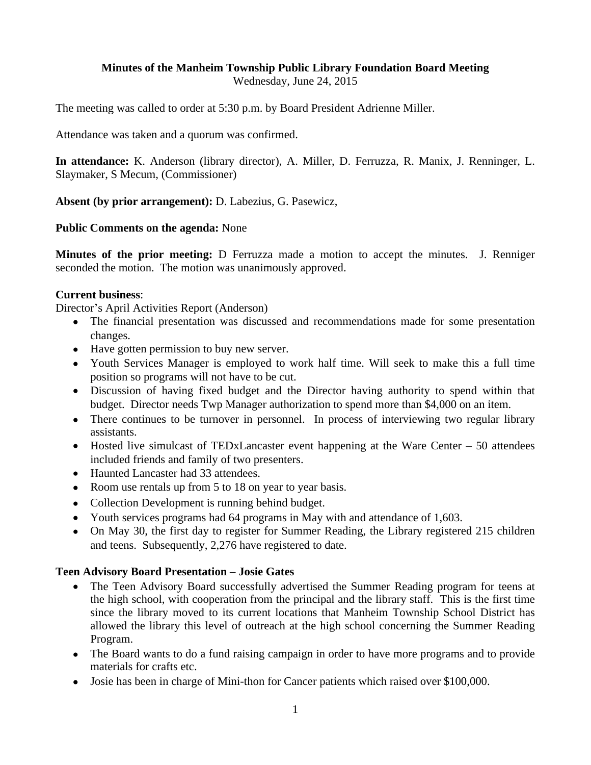# Minutes of the Manheim Township Public Library Foundation Board Meeting

Wednesday, June 24, 2015

The meeting was called to order at 5:30 p.m. by Board President Adrienne Miller.

Attendance was taken and a quorum was confirmed.

**In attendance:** K. Anderson (library director), A. Miller, D. Ferruzza, R. Manix, J. Renninger, L. Slaymaker, S Mecum, (Commissioner)

**Absent (by prior arrangement):** D. Labezius, G. Pasewicz,

**Public Comments on the agenda:** None

**Minutes of the prior meeting:** D Ferruzza made a motion to accept the minutes. J. Renniger seconded the motion. The motion was unanimously approved.

**Current business**:

Director's April Activities Report (Anderson)

- The financial presentation was discussed and recommendations made for some presentation changes.
- Have gotten permission to buy new server.
- Youth Services Manager is employed to work half time. Will seek to make this a full time position so programs will not have to be cut.
- Discussion of having fixed budget and the Director having authority to spend within that budget. Director needs Twp Manager authorization to spend more than $4,000 on an item.
- There continues to be turnover in personnel. In process of interviewing two regular library assistants.
- Hosted live simulcast of TEDxLancaster event happening at the Ware Center – 50 attendees included friends and family of two presenters.
- Haunted Lancaster had 33 attendees.
- Room use rentals up from 5 to 18 on year to year basis.
- Collection Development is running behind budget.
- Youth services programs had 64 programs in May with and attendance of 1,603.
- On May 30, the first day to register for Summer Reading, the Library registered 215 children and teens. Subsequently, 2,276 have registered to date.

**Teen Advisory Board Presentation – Josie Gates**

- The Teen Advisory Board successfully advertised the Summer Reading program for teens at the high school, with cooperation from the principal and the library staff. This is the first time since the library moved to its current locations that Manheim Township School District has allowed the library this level of outreach at the high school concerning the Summer Reading Program.
- The Board wants to do a fund raising campaign in order to have more programs and to provide materials for crafts etc.
- Josie has been in charge of Mini-thon for Cancer patients which raised over $100,000.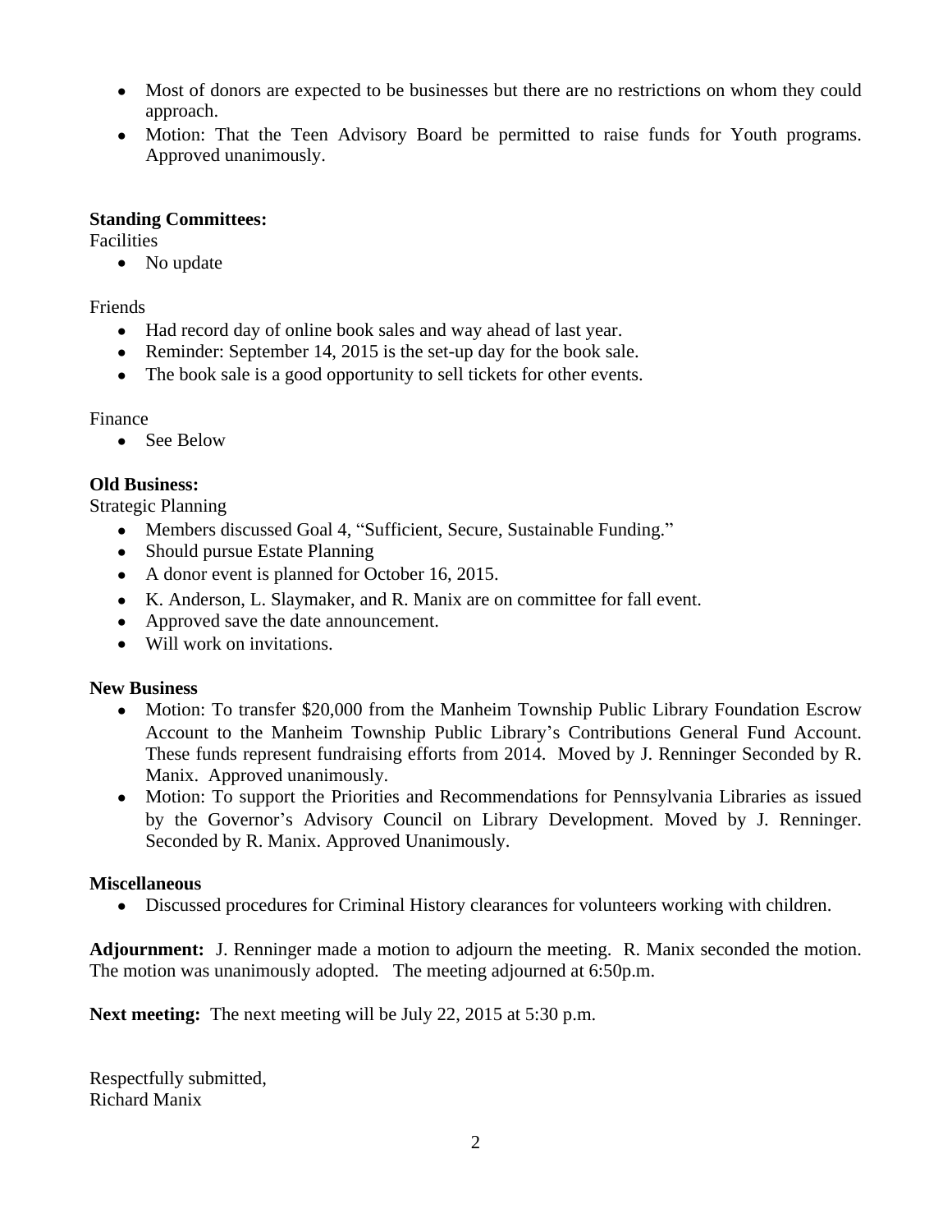- Most of donors are expected to be businesses but there are no restrictions on whom they could approach.
- Motion: That the Teen Advisory Board be permitted to raise funds for Youth programs. Approved unanimously.

**Standing Committees:**

Facilities

- No update

Friends

- Had record day of online book sales and way ahead of last year.
- Reminder: September 14, 2015 is the set-up day for the book sale.
- The book sale is a good opportunity to sell tickets for other events.

Finance

- See Below

**Old Business:**

Strategic Planning

- Members discussed Goal 4, "Sufficient, Secure, Sustainable Funding."
- Should pursue Estate Planning
- A donor event is planned for October 16, 2015.
- K. Anderson, L. Slaymaker, and R. Manix are on committee for fall event.
- Approved save the date announcement.
- Will work on invitations.

**New Business**

- Motion: To transfer $20,000 from the Manheim Township Public Library Foundation Escrow Account to the Manheim Township Public Library's Contributions General Fund Account. These funds represent fundraising efforts from 2014. Moved by J. Renninger Seconded by R. Manix. Approved unanimously.
- Motion: To support the Priorities and Recommendations for Pennsylvania Libraries as issued by the Governor's Advisory Council on Library Development. Moved by J. Renninger. Seconded by R. Manix. Approved Unanimously.

**Miscellaneous**

- Discussed procedures for Criminal History clearances for volunteers working with children.

**Adjournment:** J. Renninger made a motion to adjourn the meeting. R. Manix seconded the motion. The motion was unanimously adopted. The meeting adjourned at 6:50p.m.

**Next meeting:** The next meeting will be July 22, 2015 at 5:30 p.m.

Respectfully submitted,
Richard Manix